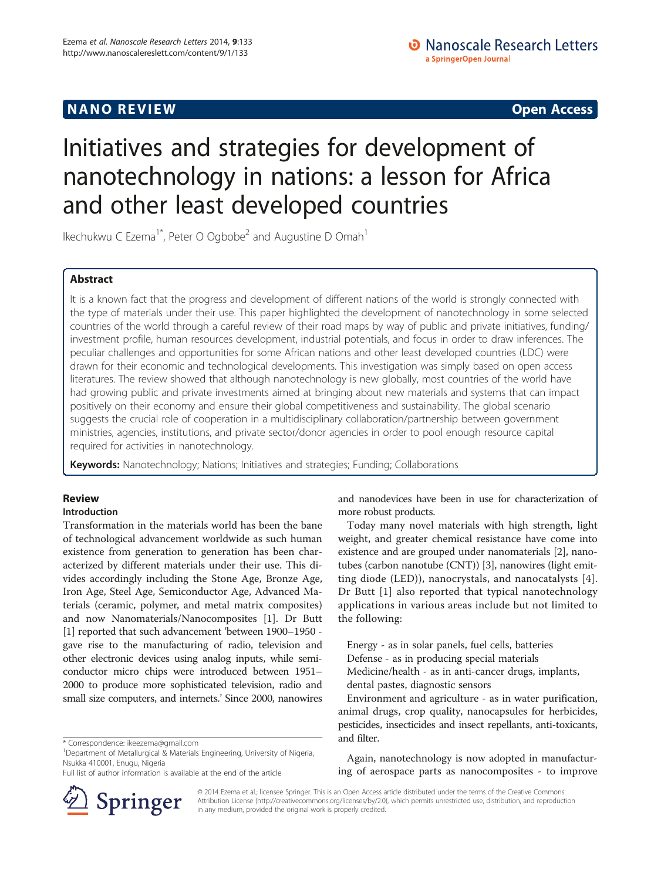NANO REVIEW **Open Access**

# Initiatives and strategies for development of nanotechnology in nations: a lesson for Africa and other least developed countries

Ikechukwu C Ezema[1*], Peter O Ogbobe[2] and Augustine D Omah[1]

## Abstract

It is a known fact that the progress and development of different nations of the world is strongly connected with the type of materials under their use. This paper highlighted the development of nanotechnology in some selected countries of the world through a careful review of their road maps by way of public and private initiatives, funding/investment profile, human resources development, industrial potentials, and focus in order to draw inferences. The peculiar challenges and opportunities for some African nations and other least developed countries (LDC) were drawn for their economic and technological developments. This investigation was simply based on open access literatures. The review showed that although nanotechnology is new globally, most countries of the world have had growing public and private investments aimed at bringing about new materials and systems that can impact positively on their economy and ensure their global competitiveness and sustainability. The global scenario suggests the crucial role of cooperation in a multidisciplinary collaboration/partnership between government ministries, agencies, institutions, and private sector/donor agencies in order to pool enough resource capital required for activities in nanotechnology.

**Keywords:** Nanotechnology; Nations; Initiatives and strategies; Funding; Collaborations

## Review

### Introduction

Transformation in the materials world has been the bane of technological advancement worldwide as such human existence from generation to generation has been characterized by different materials under their use. This divides accordingly including the Stone Age, Bronze Age, Iron Age, Steel Age, Semiconductor Age, Advanced Materials (ceramic, polymer, and metal matrix composites) and now Nanomaterials/Nanocomposites [1]. Dr Butt [1] reported that such advancement 'between 1900–1950 - gave rise to the manufacturing of radio, television and other electronic devices using analog inputs, while semiconductor micro chips were introduced between 1951–2000 to produce more sophisticated television, radio and small size computers, and internets.' Since 2000, nanowires and nanodevices have been in use for characterization of more robust products.

Today many novel materials with high strength, light weight, and greater chemical resistance have come into existence and are grouped under nanomaterials [2], nanotubes (carbon nanotube (CNT)) [3], nanowires (light emitting diode (LED)), nanocrystals, and nanocatalysts [4]. Dr Butt [1] also reported that typical nanotechnology applications in various areas include but not limited to the following:

Energy - as in solar panels, fuel cells, batteries
Defense - as in producing special materials
Medicine/health - as in anti-cancer drugs, implants, dental pastes, diagnostic sensors
Environment and agriculture - as in water purification, animal drugs, crop quality, nanocapsules for herbicides, pesticides, insecticides and insect repellants, anti-toxicants, and filter.

Again, nanotechnology is now adopted in manufacturing of aerospace parts as nanocomposites - to improve

\* Correspondence: ikeezema@gmail.com
[1]Department of Metallurgical & Materials Engineering, University of Nigeria, Nsukka 410001, Enugu, Nigeria
Full list of author information is available at the end of the article

© 2014 Ezema et al.; licensee Springer. This is an Open Access article distributed under the terms of the Creative Commons Attribution License (http://creativecommons.org/licenses/by/2.0), which permits unrestricted use, distribution, and reproduction in any medium, provided the original work is properly credited.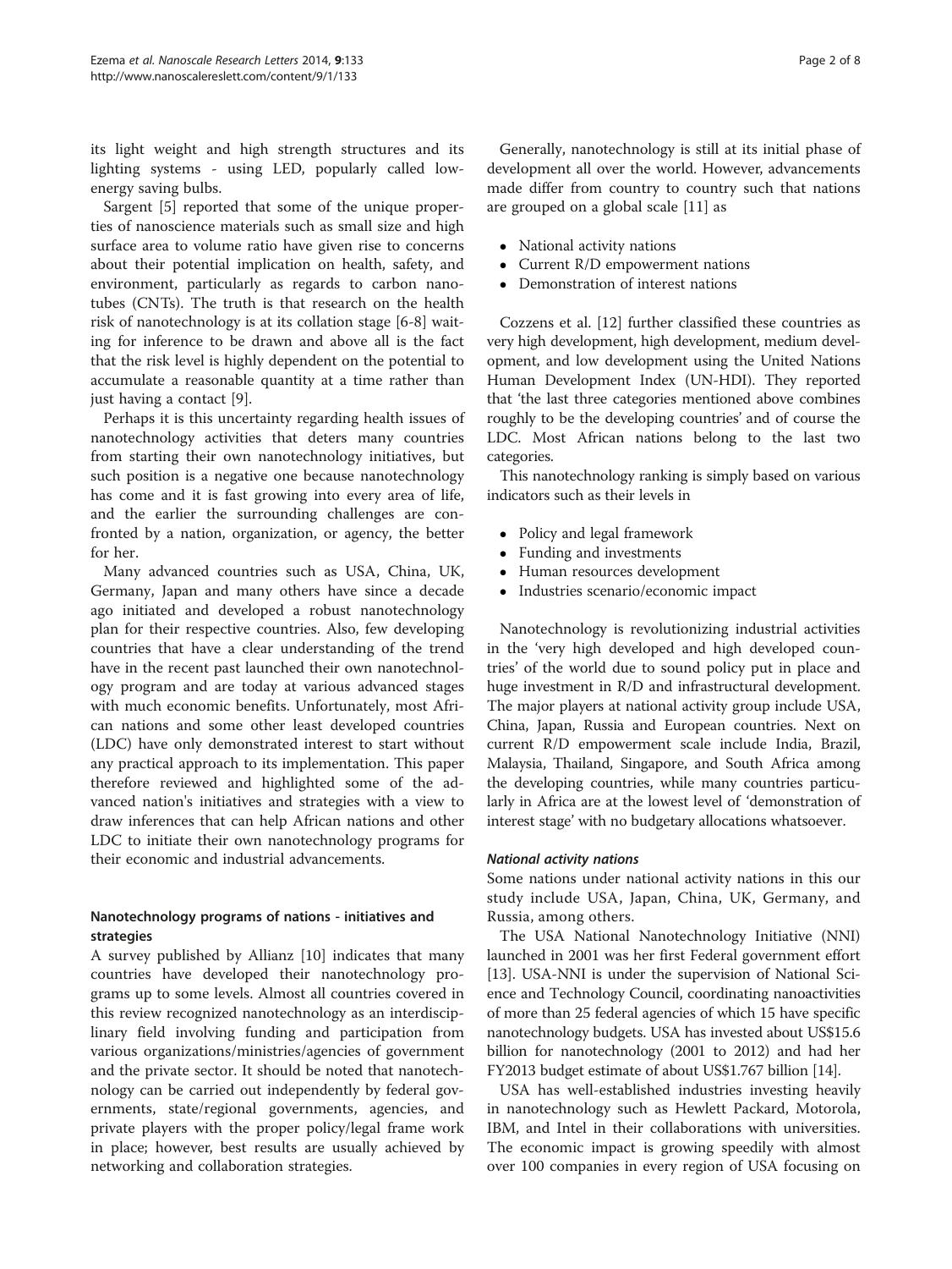its light weight and high strength structures and its lighting systems - using LED, popularly called low-energy saving bulbs.

Sargent [5] reported that some of the unique properties of nanoscience materials such as small size and high surface area to volume ratio have given rise to concerns about their potential implication on health, safety, and environment, particularly as regards to carbon nanotubes (CNTs). The truth is that research on the health risk of nanotechnology is at its collation stage [6-8] waiting for inference to be drawn and above all is the fact that the risk level is highly dependent on the potential to accumulate a reasonable quantity at a time rather than just having a contact [9].

Perhaps it is this uncertainty regarding health issues of nanotechnology activities that deters many countries from starting their own nanotechnology initiatives, but such position is a negative one because nanotechnology has come and it is fast growing into every area of life, and the earlier the surrounding challenges are confronted by a nation, organization, or agency, the better for her.

Many advanced countries such as USA, China, UK, Germany, Japan and many others have since a decade ago initiated and developed a robust nanotechnology plan for their respective countries. Also, few developing countries that have a clear understanding of the trend have in the recent past launched their own nanotechnology program and are today at various advanced stages with much economic benefits. Unfortunately, most African nations and some other least developed countries (LDC) have only demonstrated interest to start without any practical approach to its implementation. This paper therefore reviewed and highlighted some of the advanced nation's initiatives and strategies with a view to draw inferences that can help African nations and other LDC to initiate their own nanotechnology programs for their economic and industrial advancements.

## Nanotechnology programs of nations - initiatives and strategies

A survey published by Allianz [10] indicates that many countries have developed their nanotechnology programs up to some levels. Almost all countries covered in this review recognized nanotechnology as an interdisciplinary field involving funding and participation from various organizations/ministries/agencies of government and the private sector. It should be noted that nanotechnology can be carried out independently by federal governments, state/regional governments, agencies, and private players with the proper policy/legal frame work in place; however, best results are usually achieved by networking and collaboration strategies.

Generally, nanotechnology is still at its initial phase of development all over the world. However, advancements made differ from country to country such that nations are grouped on a global scale [11] as

- National activity nations
- Current R/D empowerment nations
- Demonstration of interest nations

Cozzens et al. [12] further classified these countries as very high development, high development, medium development, and low development using the United Nations Human Development Index (UN-HDI). They reported that 'the last three categories mentioned above combines roughly to be the developing countries' and of course the LDC. Most African nations belong to the last two categories.

This nanotechnology ranking is simply based on various indicators such as their levels in

- Policy and legal framework
- Funding and investments
- Human resources development
- Industries scenario/economic impact

Nanotechnology is revolutionizing industrial activities in the 'very high developed and high developed countries' of the world due to sound policy put in place and huge investment in R/D and infrastructural development. The major players at national activity group include USA, China, Japan, Russia and European countries. Next on current R/D empowerment scale include India, Brazil, Malaysia, Thailand, Singapore, and South Africa among the developing countries, while many countries particularly in Africa are at the lowest level of 'demonstration of interest stage' with no budgetary allocations whatsoever.

### *National activity nations*

Some nations under national activity nations in this our study include USA, Japan, China, UK, Germany, and Russia, among others.

The USA National Nanotechnology Initiative (NNI) launched in 2001 was her first Federal government effort [13]. USA-NNI is under the supervision of National Science and Technology Council, coordinating nanoactivities of more than 25 federal agencies of which 15 have specific nanotechnology budgets. USA has invested about US$15.6 billion for nanotechnology (2001 to 2012) and had her FY2013 budget estimate of about US$1.767 billion [14].

USA has well-established industries investing heavily in nanotechnology such as Hewlett Packard, Motorola, IBM, and Intel in their collaborations with universities. The economic impact is growing speedily with almost over 100 companies in every region of USA focusing on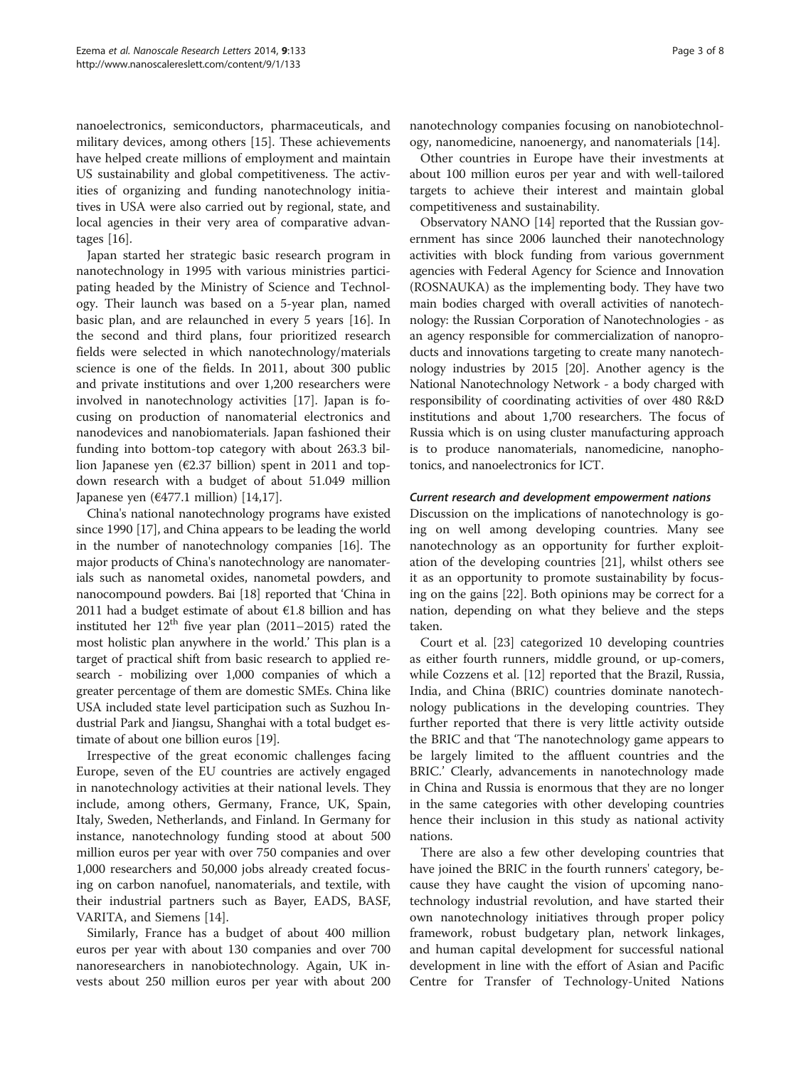nanoelectronics, semiconductors, pharmaceuticals, and military devices, among others [15]. These achievements have helped create millions of employment and maintain US sustainability and global competitiveness. The activities of organizing and funding nanotechnology initiatives in USA were also carried out by regional, state, and local agencies in their very area of comparative advantages [16].

Japan started her strategic basic research program in nanotechnology in 1995 with various ministries participating headed by the Ministry of Science and Technology. Their launch was based on a 5-year plan, named basic plan, and are relaunched in every 5 years [16]. In the second and third plans, four prioritized research fields were selected in which nanotechnology/materials science is one of the fields. In 2011, about 300 public and private institutions and over 1,200 researchers were involved in nanotechnology activities [17]. Japan is focusing on production of nanomaterial electronics and nanodevices and nanobiomaterials. Japan fashioned their funding into bottom-top category with about 263.3 billion Japanese yen (€2.37 billion) spent in 2011 and top-down research with a budget of about 51.049 million Japanese yen (€477.1 million) [14,17].

China's national nanotechnology programs have existed since 1990 [17], and China appears to be leading the world in the number of nanotechnology companies [16]. The major products of China's nanotechnology are nanomaterials such as nanometal oxides, nanometal powders, and nanocompound powders. Bai [18] reported that 'China in 2011 had a budget estimate of about €1.8 billion and has instituted her 12[th] five year plan (2011–2015) rated the most holistic plan anywhere in the world.' This plan is a target of practical shift from basic research to applied research - mobilizing over 1,000 companies of which a greater percentage of them are domestic SMEs. China like USA included state level participation such as Suzhou Industrial Park and Jiangsu, Shanghai with a total budget estimate of about one billion euros [19].

Irrespective of the great economic challenges facing Europe, seven of the EU countries are actively engaged in nanotechnology activities at their national levels. They include, among others, Germany, France, UK, Spain, Italy, Sweden, Netherlands, and Finland. In Germany for instance, nanotechnology funding stood at about 500 million euros per year with over 750 companies and over 1,000 researchers and 50,000 jobs already created focusing on carbon nanofuel, nanomaterials, and textile, with their industrial partners such as Bayer, EADS, BASF, VARITA, and Siemens [14].

Similarly, France has a budget of about 400 million euros per year with about 130 companies and over 700 nanoresearchers in nanobiotechnology. Again, UK invests about 250 million euros per year with about 200 nanotechnology companies focusing on nanobiotechnology, nanomedicine, nanoenergy, and nanomaterials [14].

Other countries in Europe have their investments at about 100 million euros per year and with well-tailored targets to achieve their interest and maintain global competitiveness and sustainability.

Observatory NANO [14] reported that the Russian government has since 2006 launched their nanotechnology activities with block funding from various government agencies with Federal Agency for Science and Innovation (ROSNAUKA) as the implementing body. They have two main bodies charged with overall activities of nanotechnology: the Russian Corporation of Nanotechnologies - as an agency responsible for commercialization of nanoproducts and innovations targeting to create many nanotechnology industries by 2015 [20]. Another agency is the National Nanotechnology Network - a body charged with responsibility of coordinating activities of over 480 R&D institutions and about 1,700 researchers. The focus of Russia which is on using cluster manufacturing approach is to produce nanomaterials, nanomedicine, nanophotonics, and nanoelectronics for ICT.

### *Current research and development empowerment nations*

Discussion on the implications of nanotechnology is going on well among developing countries. Many see nanotechnology as an opportunity for further exploitation of the developing countries [21], whilst others see it as an opportunity to promote sustainability by focusing on the gains [22]. Both opinions may be correct for a nation, depending on what they believe and the steps taken.

Court et al. [23] categorized 10 developing countries as either fourth runners, middle ground, or up-comers, while Cozzens et al. [12] reported that the Brazil, Russia, India, and China (BRIC) countries dominate nanotechnology publications in the developing countries. They further reported that there is very little activity outside the BRIC and that 'The nanotechnology game appears to be largely limited to the affluent countries and the BRIC.' Clearly, advancements in nanotechnology made in China and Russia is enormous that they are no longer in the same categories with other developing countries hence their inclusion in this study as national activity nations.

There are also a few other developing countries that have joined the BRIC in the fourth runners' category, because they have caught the vision of upcoming nanotechnology industrial revolution, and have started their own nanotechnology initiatives through proper policy framework, robust budgetary plan, network linkages, and human capital development for successful national development in line with the effort of Asian and Pacific Centre for Transfer of Technology-United Nations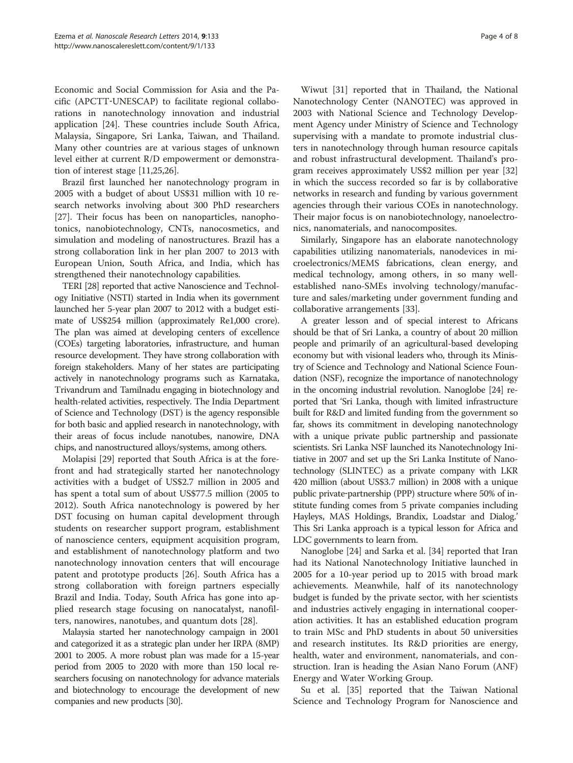Economic and Social Commission for Asia and the Pacific (APCTT-UNESCAP) to facilitate regional collaborations in nanotechnology innovation and industrial application [24]. These countries include South Africa, Malaysia, Singapore, Sri Lanka, Taiwan, and Thailand. Many other countries are at various stages of unknown level either at current R/D empowerment or demonstration of interest stage [11,25,26].

Brazil first launched her nanotechnology program in 2005 with a budget of about US$31 million with 10 research networks involving about 300 PhD researchers [27]. Their focus has been on nanoparticles, nanophotonics, nanobiotechnology, CNTs, nanocosmetics, and simulation and modeling of nanostructures. Brazil has a strong collaboration link in her plan 2007 to 2013 with European Union, South Africa, and India, which has strengthened their nanotechnology capabilities.

TERI [28] reported that active Nanoscience and Technology Initiative (NSTI) started in India when its government launched her 5-year plan 2007 to 2012 with a budget estimate of US$254 million (approximately Re1,000 crore). The plan was aimed at developing centers of excellence (COEs) targeting laboratories, infrastructure, and human resource development. They have strong collaboration with foreign stakeholders. Many of her states are participating actively in nanotechnology programs such as Karnataka, Trivandrum and Tamilnadu engaging in biotechnology and health-related activities, respectively. The India Department of Science and Technology (DST) is the agency responsible for both basic and applied research in nanotechnology, with their areas of focus include nanotubes, nanowire, DNA chips, and nanostructured alloys/systems, among others.

Molapisi [29] reported that South Africa is at the forefront and had strategically started her nanotechnology activities with a budget of US$2.7 million in 2005 and has spent a total sum of about US$77.5 million (2005 to 2012). South Africa nanotechnology is powered by her DST focusing on human capital development through students on researcher support program, establishment of nanoscience centers, equipment acquisition program, and establishment of nanotechnology platform and two nanotechnology innovation centers that will encourage patent and prototype products [26]. South Africa has a strong collaboration with foreign partners especially Brazil and India. Today, South Africa has gone into applied research stage focusing on nanocatalyst, nanofilters, nanowires, nanotubes, and quantum dots [28].

Malaysia started her nanotechnology campaign in 2001 and categorized it as a strategic plan under her IRPA (8MP) 2001 to 2005. A more robust plan was made for a 15-year period from 2005 to 2020 with more than 150 local researchers focusing on nanotechnology for advance materials and biotechnology to encourage the development of new companies and new products [30].

Wiwut [31] reported that in Thailand, the National Nanotechnology Center (NANOTEC) was approved in 2003 with National Science and Technology Development Agency under Ministry of Science and Technology supervising with a mandate to promote industrial clusters in nanotechnology through human resource capitals and robust infrastructural development. Thailand's program receives approximately US$2 million per year [32] in which the success recorded so far is by collaborative networks in research and funding by various government agencies through their various COEs in nanotechnology. Their major focus is on nanobiotechnology, nanoelectronics, nanomaterials, and nanocomposites.

Similarly, Singapore has an elaborate nanotechnology capabilities utilizing nanomaterials, nanodevices in microelectronics/MEMS fabrications, clean energy, and medical technology, among others, in so many well-established nano-SMEs involving technology/manufacture and sales/marketing under government funding and collaborative arrangements [33].

A greater lesson and of special interest to Africans should be that of Sri Lanka, a country of about 20 million people and primarily of an agricultural-based developing economy but with visional leaders who, through its Ministry of Science and Technology and National Science Foundation (NSF), recognize the importance of nanotechnology in the oncoming industrial revolution. Nanoglobe [24] reported that 'Sri Lanka, though with limited infrastructure built for R&D and limited funding from the government so far, shows its commitment in developing nanotechnology with a unique private public partnership and passionate scientists. Sri Lanka NSF launched its Nanotechnology Initiative in 2007 and set up the Sri Lanka Institute of Nanotechnology (SLINTEC) as a private company with LKR 420 million (about US$3.7 million) in 2008 with a unique public private-partnership (PPP) structure where 50% of institute funding comes from 5 private companies including Hayleys, MAS Holdings, Brandix, Loadstar and Dialog.' This Sri Lanka approach is a typical lesson for Africa and LDC governments to learn from.

Nanoglobe [24] and Sarka et al. [34] reported that Iran had its National Nanotechnology Initiative launched in 2005 for a 10-year period up to 2015 with broad mark achievements. Meanwhile, half of its nanotechnology budget is funded by the private sector, with her scientists and industries actively engaging in international cooperation activities. It has an established education program to train MSc and PhD students in about 50 universities and research institutes. Its R&D priorities are energy, health, water and environment, nanomaterials, and construction. Iran is heading the Asian Nano Forum (ANF) Energy and Water Working Group.

Su et al. [35] reported that the Taiwan National Science and Technology Program for Nanoscience and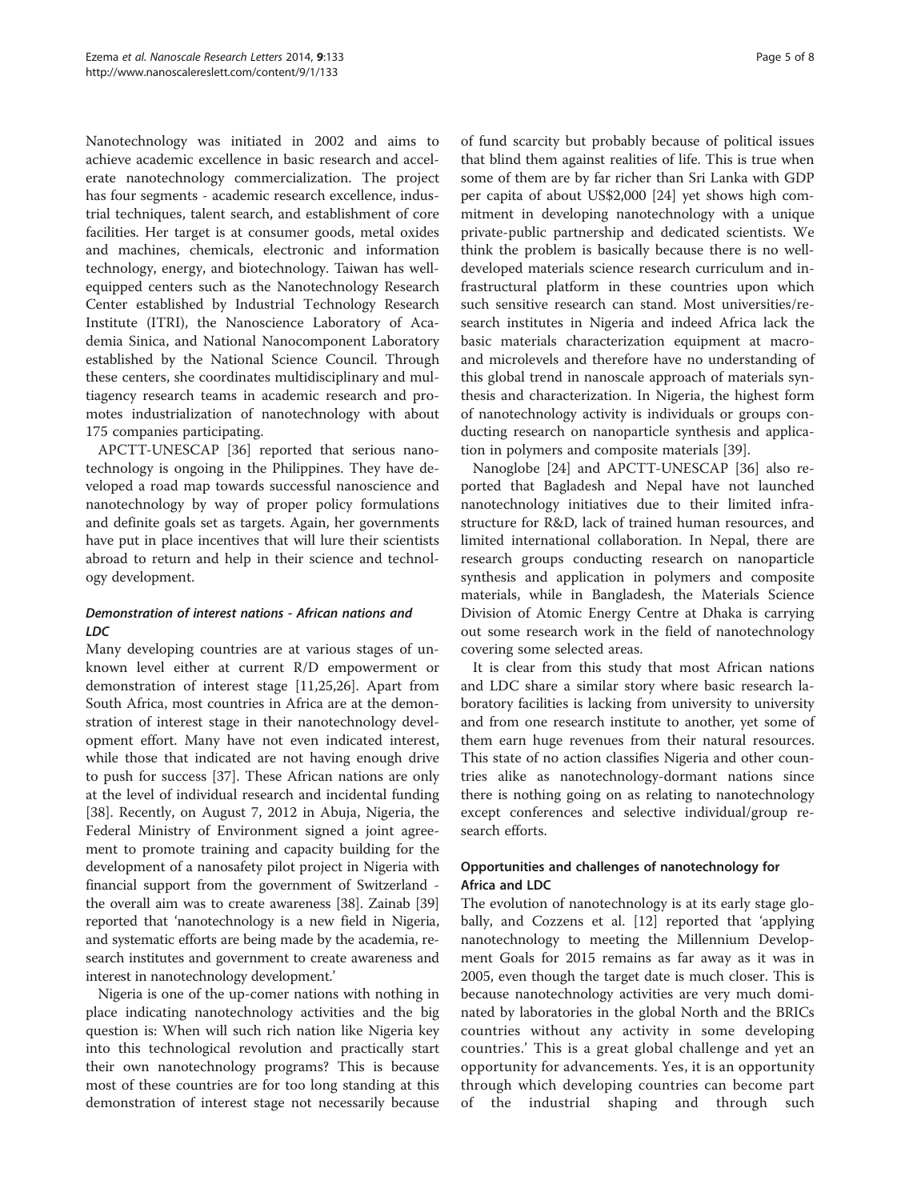Nanotechnology was initiated in 2002 and aims to achieve academic excellence in basic research and accelerate nanotechnology commercialization. The project has four segments - academic research excellence, industrial techniques, talent search, and establishment of core facilities. Her target is at consumer goods, metal oxides and machines, chemicals, electronic and information technology, energy, and biotechnology. Taiwan has well-equipped centers such as the Nanotechnology Research Center established by Industrial Technology Research Institute (ITRI), the Nanoscience Laboratory of Academia Sinica, and National Nanocomponent Laboratory established by the National Science Council. Through these centers, she coordinates multidisciplinary and multiagency research teams in academic research and promotes industrialization of nanotechnology with about 175 companies participating.

APCTT-UNESCAP [36] reported that serious nanotechnology is ongoing in the Philippines. They have developed a road map towards successful nanoscience and nanotechnology by way of proper policy formulations and definite goals set as targets. Again, her governments have put in place incentives that will lure their scientists abroad to return and help in their science and technology development.

### *Demonstration of interest nations - African nations and LDC*

Many developing countries are at various stages of unknown level either at current R/D empowerment or demonstration of interest stage [11,25,26]. Apart from South Africa, most countries in Africa are at the demonstration of interest stage in their nanotechnology development effort. Many have not even indicated interest, while those that indicated are not having enough drive to push for success [37]. These African nations are only at the level of individual research and incidental funding [38]. Recently, on August 7, 2012 in Abuja, Nigeria, the Federal Ministry of Environment signed a joint agreement to promote training and capacity building for the development of a nanosafety pilot project in Nigeria with financial support from the government of Switzerland - the overall aim was to create awareness [38]. Zainab [39] reported that 'nanotechnology is a new field in Nigeria, and systematic efforts are being made by the academia, research institutes and government to create awareness and interest in nanotechnology development.'

Nigeria is one of the up-comer nations with nothing in place indicating nanotechnology activities and the big question is: When will such rich nation like Nigeria key into this technological revolution and practically start their own nanotechnology programs? This is because most of these countries are for too long standing at this demonstration of interest stage not necessarily because of fund scarcity but probably because of political issues that blind them against realities of life. This is true when some of them are by far richer than Sri Lanka with GDP per capita of about US$2,000 [24] yet shows high commitment in developing nanotechnology with a unique private-public partnership and dedicated scientists. We think the problem is basically because there is no well-developed materials science research curriculum and infrastructural platform in these countries upon which such sensitive research can stand. Most universities/research institutes in Nigeria and indeed Africa lack the basic materials characterization equipment at macro- and microlevels and therefore have no understanding of this global trend in nanoscale approach of materials synthesis and characterization. In Nigeria, the highest form of nanotechnology activity is individuals or groups conducting research on nanoparticle synthesis and application in polymers and composite materials [39].

Nanoglobe [24] and APCTT-UNESCAP [36] also reported that Bagladesh and Nepal have not launched nanotechnology initiatives due to their limited infrastructure for R&D, lack of trained human resources, and limited international collaboration. In Nepal, there are research groups conducting research on nanoparticle synthesis and application in polymers and composite materials, while in Bangladesh, the Materials Science Division of Atomic Energy Centre at Dhaka is carrying out some research work in the field of nanotechnology covering some selected areas.

It is clear from this study that most African nations and LDC share a similar story where basic research laboratory facilities is lacking from university to university and from one research institute to another, yet some of them earn huge revenues from their natural resources. This state of no action classifies Nigeria and other countries alike as nanotechnology-dormant nations since there is nothing going on as relating to nanotechnology except conferences and selective individual/group research efforts.

## Opportunities and challenges of nanotechnology for Africa and LDC

The evolution of nanotechnology is at its early stage globally, and Cozzens et al. [12] reported that 'applying nanotechnology to meeting the Millennium Development Goals for 2015 remains as far away as it was in 2005, even though the target date is much closer. This is because nanotechnology activities are very much dominated by laboratories in the global North and the BRICs countries without any activity in some developing countries.' This is a great global challenge and yet an opportunity for advancements. Yes, it is an opportunity through which developing countries can become part of the industrial shaping and through such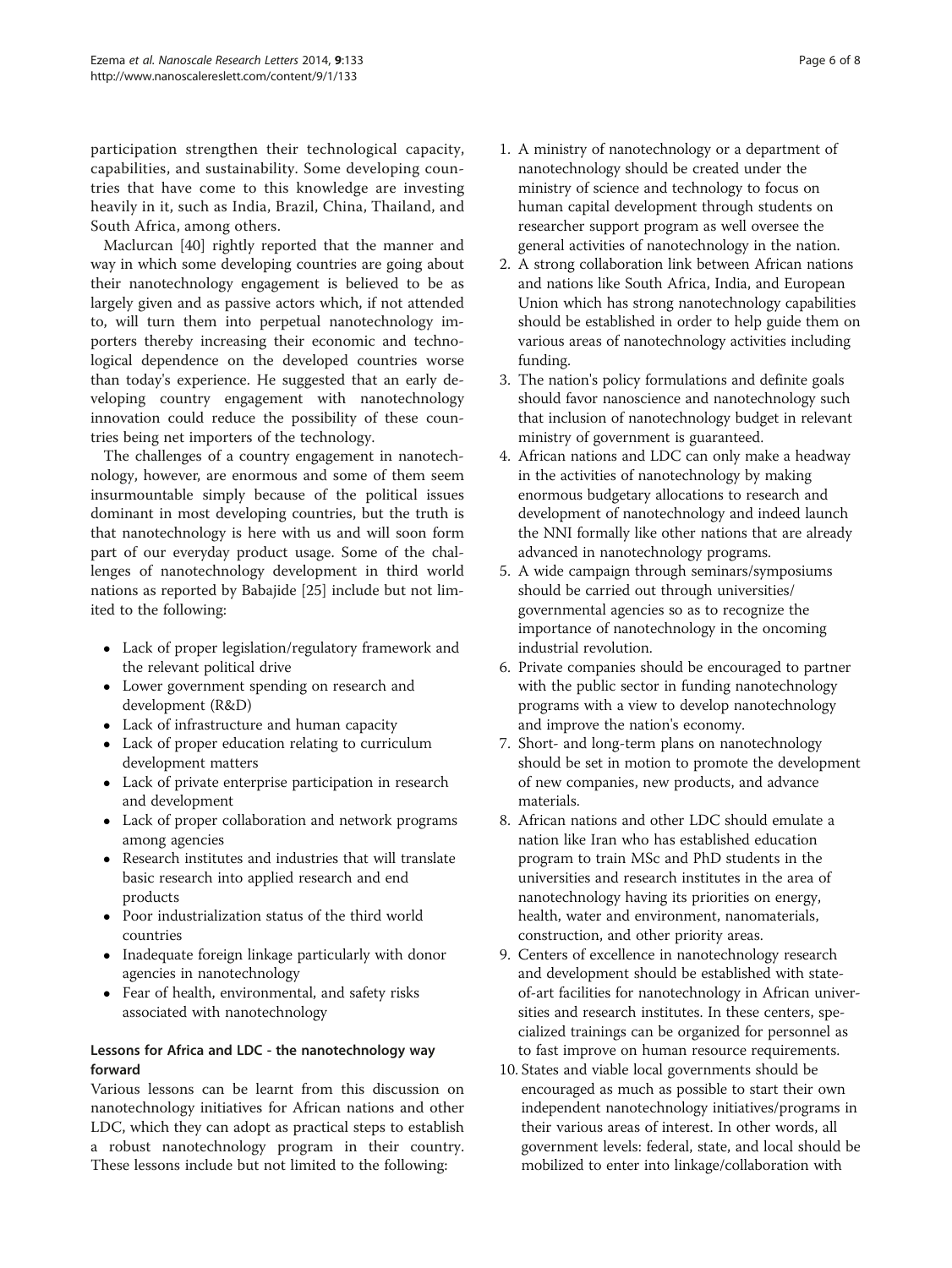participation strengthen their technological capacity, capabilities, and sustainability. Some developing countries that have come to this knowledge are investing heavily in it, such as India, Brazil, China, Thailand, and South Africa, among others.

Maclurcan [40] rightly reported that the manner and way in which some developing countries are going about their nanotechnology engagement is believed to be as largely given and as passive actors which, if not attended to, will turn them into perpetual nanotechnology importers thereby increasing their economic and technological dependence on the developed countries worse than today's experience. He suggested that an early developing country engagement with nanotechnology innovation could reduce the possibility of these countries being net importers of the technology.

The challenges of a country engagement in nanotechnology, however, are enormous and some of them seem insurmountable simply because of the political issues dominant in most developing countries, but the truth is that nanotechnology is here with us and will soon form part of our everyday product usage. Some of the challenges of nanotechnology development in third world nations as reported by Babajide [25] include but not limited to the following:

- Lack of proper legislation/regulatory framework and the relevant political drive
- Lower government spending on research and development (R&D)
- Lack of infrastructure and human capacity
- Lack of proper education relating to curriculum development matters
- Lack of private enterprise participation in research and development
- Lack of proper collaboration and network programs among agencies
- Research institutes and industries that will translate basic research into applied research and end products
- Poor industrialization status of the third world countries
- Inadequate foreign linkage particularly with donor agencies in nanotechnology
- Fear of health, environmental, and safety risks associated with nanotechnology

### Lessons for Africa and LDC - the nanotechnology way forward

Various lessons can be learnt from this discussion on nanotechnology initiatives for African nations and other LDC, which they can adopt as practical steps to establish a robust nanotechnology program in their country. These lessons include but not limited to the following:

1. A ministry of nanotechnology or a department of nanotechnology should be created under the ministry of science and technology to focus on human capital development through students on researcher support program as well oversee the general activities of nanotechnology in the nation.
2. A strong collaboration link between African nations and nations like South Africa, India, and European Union which has strong nanotechnology capabilities should be established in order to help guide them on various areas of nanotechnology activities including funding.
3. The nation's policy formulations and definite goals should favor nanoscience and nanotechnology such that inclusion of nanotechnology budget in relevant ministry of government is guaranteed.
4. African nations and LDC can only make a headway in the activities of nanotechnology by making enormous budgetary allocations to research and development of nanotechnology and indeed launch the NNI formally like other nations that are already advanced in nanotechnology programs.
5. A wide campaign through seminars/symposiums should be carried out through universities/governmental agencies so as to recognize the importance of nanotechnology in the oncoming industrial revolution.
6. Private companies should be encouraged to partner with the public sector in funding nanotechnology programs with a view to develop nanotechnology and improve the nation's economy.
7. Short- and long-term plans on nanotechnology should be set in motion to promote the development of new companies, new products, and advance materials.
8. African nations and other LDC should emulate a nation like Iran who has established education program to train MSc and PhD students in the universities and research institutes in the area of nanotechnology having its priorities on energy, health, water and environment, nanomaterials, construction, and other priority areas.
9. Centers of excellence in nanotechnology research and development should be established with state-of-art facilities for nanotechnology in African universities and research institutes. In these centers, specialized trainings can be organized for personnel as to fast improve on human resource requirements.
10. States and viable local governments should be encouraged as much as possible to start their own independent nanotechnology initiatives/programs in their various areas of interest. In other words, all government levels: federal, state, and local should be mobilized to enter into linkage/collaboration with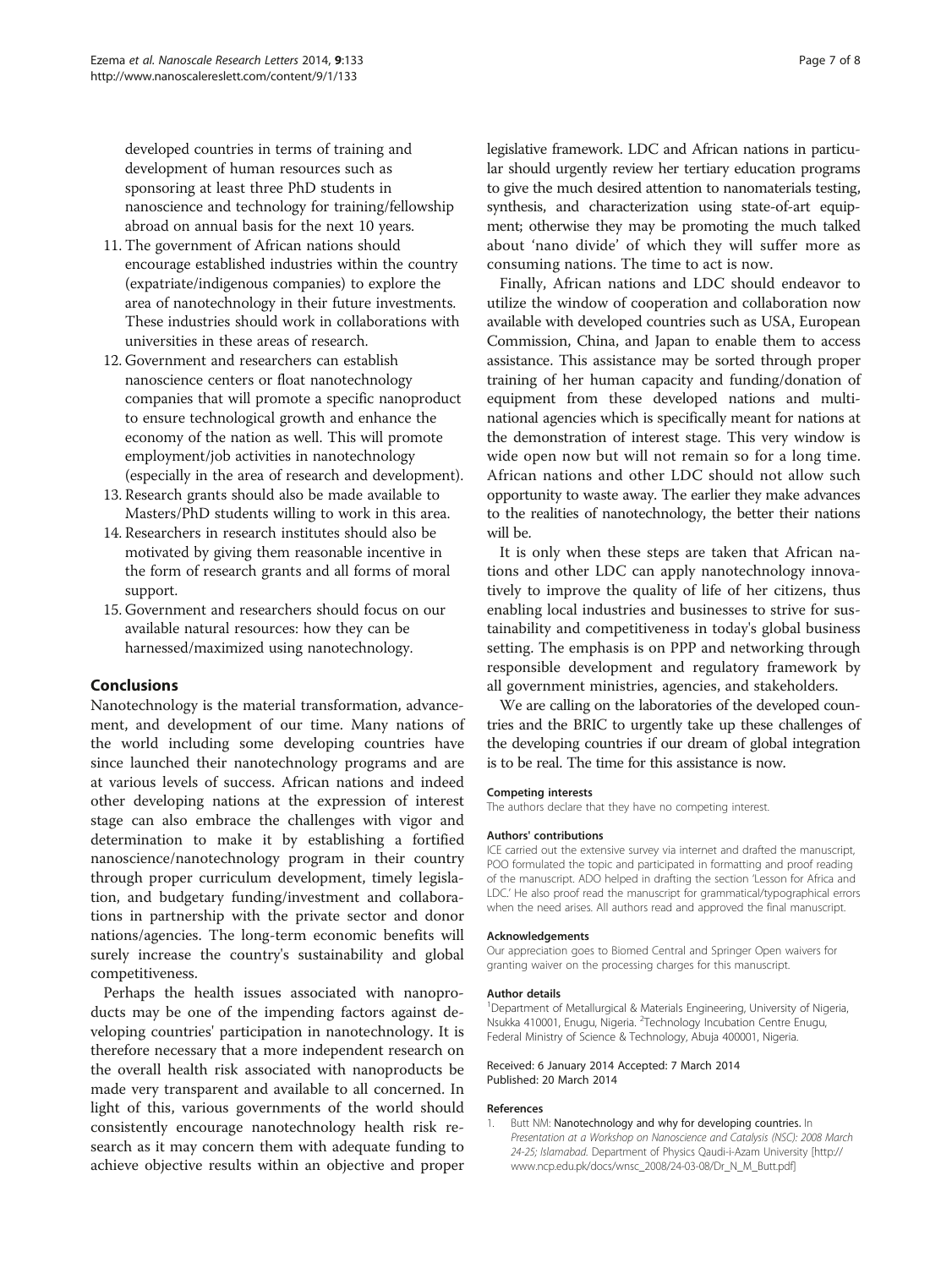developed countries in terms of training and development of human resources such as sponsoring at least three PhD students in nanoscience and technology for training/fellowship abroad on annual basis for the next 10 years.

11. The government of African nations should encourage established industries within the country (expatriate/indigenous companies) to explore the area of nanotechnology in their future investments. These industries should work in collaborations with universities in these areas of research.
12. Government and researchers can establish nanoscience centers or float nanotechnology companies that will promote a specific nanoproduct to ensure technological growth and enhance the economy of the nation as well. This will promote employment/job activities in nanotechnology (especially in the area of research and development).
13. Research grants should also be made available to Masters/PhD students willing to work in this area.
14. Researchers in research institutes should also be motivated by giving them reasonable incentive in the form of research grants and all forms of moral support.
15. Government and researchers should focus on our available natural resources: how they can be harnessed/maximized using nanotechnology.

## Conclusions

Nanotechnology is the material transformation, advancement, and development of our time. Many nations of the world including some developing countries have since launched their nanotechnology programs and are at various levels of success. African nations and indeed other developing nations at the expression of interest stage can also embrace the challenges with vigor and determination to make it by establishing a fortified nanoscience/nanotechnology program in their country through proper curriculum development, timely legislation, and budgetary funding/investment and collaborations in partnership with the private sector and donor nations/agencies. The long-term economic benefits will surely increase the country's sustainability and global competitiveness.

Perhaps the health issues associated with nanoproducts may be one of the impending factors against developing countries' participation in nanotechnology. It is therefore necessary that a more independent research on the overall health risk associated with nanoproducts be made very transparent and available to all concerned. In light of this, various governments of the world should consistently encourage nanotechnology health risk research as it may concern them with adequate funding to achieve objective results within an objective and proper legislative framework. LDC and African nations in particular should urgently review her tertiary education programs to give the much desired attention to nanomaterials testing, synthesis, and characterization using state-of-art equipment; otherwise they may be promoting the much talked about 'nano divide' of which they will suffer more as consuming nations. The time to act is now.

Finally, African nations and LDC should endeavor to utilize the window of cooperation and collaboration now available with developed countries such as USA, European Commission, China, and Japan to enable them to access assistance. This assistance may be sorted through proper training of her human capacity and funding/donation of equipment from these developed nations and multinational agencies which is specifically meant for nations at the demonstration of interest stage. This very window is wide open now but will not remain so for a long time. African nations and other LDC should not allow such opportunity to waste away. The earlier they make advances to the realities of nanotechnology, the better their nations will be.

It is only when these steps are taken that African nations and other LDC can apply nanotechnology innovatively to improve the quality of life of her citizens, thus enabling local industries and businesses to strive for sustainability and competitiveness in today's global business setting. The emphasis is on PPP and networking through responsible development and regulatory framework by all government ministries, agencies, and stakeholders.

We are calling on the laboratories of the developed countries and the BRIC to urgently take up these challenges of the developing countries if our dream of global integration is to be real. The time for this assistance is now.

#### Competing interests

The authors declare that they have no competing interest.

#### Authors' contributions

ICE carried out the extensive survey via internet and drafted the manuscript, POO formulated the topic and participated in formatting and proof reading of the manuscript. ADO helped in drafting the section 'Lesson for Africa and LDC.' He also proof read the manuscript for grammatical/typographical errors when the need arises. All authors read and approved the final manuscript.

#### Acknowledgements

Our appreciation goes to Biomed Central and Springer Open waivers for granting waiver on the processing charges for this manuscript.

#### Author details

[1]Department of Metallurgical & Materials Engineering, University of Nigeria, Nsukka 410001, Enugu, Nigeria. [2]Technology Incubation Centre Enugu, Federal Ministry of Science & Technology, Abuja 400001, Nigeria.

Received: 6 January 2014 Accepted: 7 March 2014
Published: 20 March 2014

#### References

1. Butt NM: **Nanotechnology and why for developing countries.** In *Presentation at a Workshop on Nanoscience and Catalysis (NSC): 2008 March 24-25; Islamabad.* Department of Physics Qaudi-i-Azam University [http://www.ncp.edu.pk/docs/wnsc_2008/24-03-08/Dr_N_M_Butt.pdf]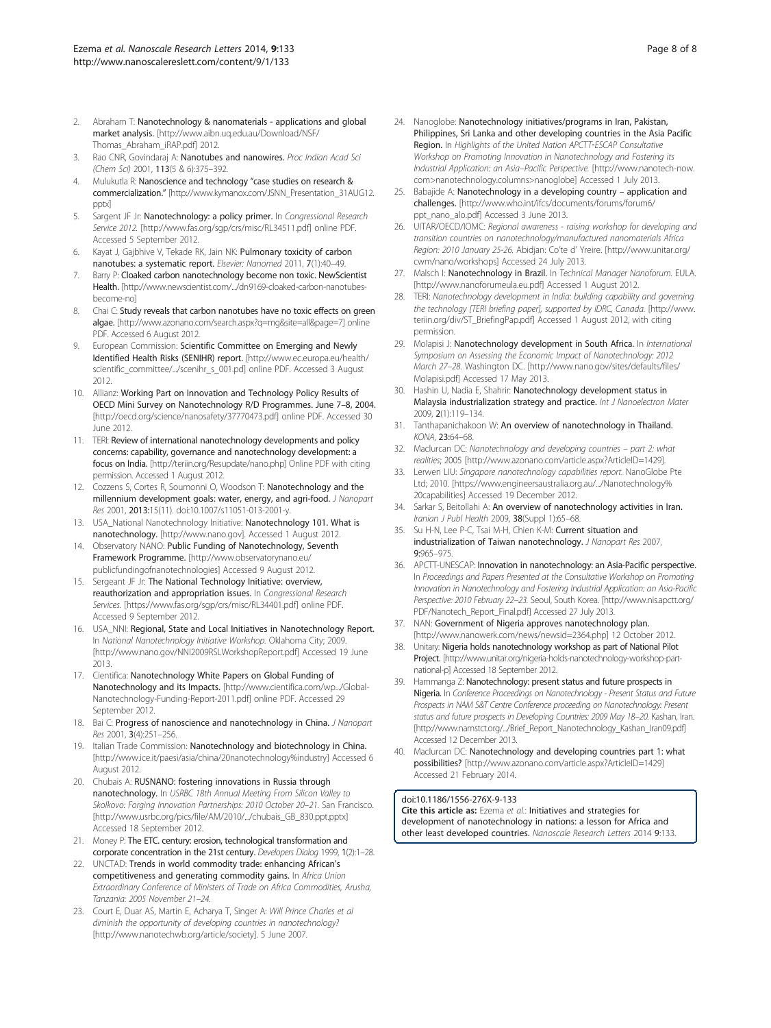2. Abraham T: **Nanotechnology & nanomaterials - applications and global market analysis.** [http://www.aibn.uq.edu.au/Download/NSF/Thomas_Abraham_iRAP.pdf] 2012.
3. Rao CNR, Govindaraj A: **Nanotubes and nanowires.** *Proc Indian Acad Sci (Chem Sci)* 2001, **113**(5 & 6):375–392.
4. Mulukutla R: **Nanoscience and technology "case studies on research & commercialization."** [http://www.kymanox.com/JSNN_Presentation_31AUG12.pptx]
5. Sargent JF Jr: **Nanotechnology: a policy primer.** In *Congressional Research Service 2012.* [http://www.fas.org/sgp/crs/misc/RL34511.pdf] online PDF. Accessed 5 September 2012.
6. Kayat J, Gajbhive V, Tekade RK, Jain NK: **Pulmonary toxicity of carbon nanotubes: a systematic report.** *Elsevier: Nanomed* 2011, **7**(1):40–49.
7. Barry P: **Cloaked carbon nanotechnology become non toxic. NewScientist Health.** [http://www.newscientist.com/.../dn9169-cloaked-carbon-nanotubes-become-no]
8. Chai C: **Study reveals that carbon nanotubes have no toxic effects on green algae.** [http://www.azonano.com/search.aspx?q=mg&site=all&page=7] online PDF. Accessed 6 August 2012.
9. European Commission: **Scientific Committee on Emerging and Newly Identified Health Risks (SENIHR) report.** [http://www.ec.europa.eu/health/scientific_committee/.../scenihr_s_001.pd] online PDF. Accessed 3 August 2012.
10. Allianz: **Working Part on Innovation and Technology Policy Results of OECD Mini Survey on Nanotechnology R/D Programmes. June 7–8, 2004.** [http://oecd.org/science/nanosafety/37770473.pdf] online PDF. Accessed 30 June 2012.
11. TERI: **Review of international nanotechnology developments and policy concerns: capability, governance and nanotechnology development: a focus on India.** [http://teriin.org/Resupdate/nano.php] Online PDF with citing permission. Accessed 1 August 2012.
12. Cozzens S, Cortes R, Soumonni O, Woodson T: **Nanotechnology and the millennium development goals: water, energy, and agri-food.** *J Nanopart Res* 2001, **2013**:15(11). doi:10.1007/s11051-013-2001-y.
13. USA_National Nanotechnology Initiative: **Nanotechnology 101. What is nanotechnology.** [http://www.nano.gov]. Accessed 1 August 2012.
14. Observatory NANO: **Public Funding of Nanotechnology, Seventh Framework Programme.** [http://www.observatorynano.eu/publicfundingofnanotechnologies] Accessed 9 August 2012.
15. Sergeant JF Jr: **The National Technology Initiative: overview, reauthorization and appropriation issues.** In *Congressional Research Services.* [https://www.fas.org/sgp/crs/misc/RL34401.pdf] online PDF. Accessed 9 September 2012.
16. USA_NNI: **Regional, State and Local Initiatives in Nanotechnology Report.** In *National Nanotechnology Initiative Workshop.* Oklahoma City; 2009. [http://www.nano.gov/NNI2009RSLWorkshopReport.pdf] Accessed 19 June 2013.
17. Cientifica: **Nanotechnology White Papers on Global Funding of Nanotechnology and its Impacts.** [http://www.cientifica.com/wp.../Global-Nanotechnology-Funding-Report-2011.pdf] online PDF. Accessed 29 September 2012.
18. Bai C: **Progress of nanoscience and nanotechnology in China.** *J Nanopart Res* 2001, **3**(4):251–256.
19. Italian Trade Commission: **Nanotechnology and biotechnology in China.** [http://www.ice.it/paesi/asia/china/20nanotechnology%industry] Accessed 6 August 2012.
20. Chubais A: **RUSNANO: fostering innovations in Russia through nanotechnology.** In *USRBC 18th Annual Meeting From Silicon Valley to Skolkovo: Forging Innovation Partnerships: 2010 October 20–21.* San Francisco. [http://www.usrbc.org/pics/file/AM/2010/.../chubais_GB_830.ppt.pptx] Accessed 18 September 2012.
21. Money P: **The ETC. century: erosion, technological transformation and corporate concentration in the 21st century.** *Developers Dialog* 1999, **1**(2):1–28.
22. UNCTAD: **Trends in world commodity trade: enhancing African's competitiveness and generating commodity gains.** In *Africa Union Extraordinary Conference of Ministers of Trade on Africa Commodities, Arusha, Tanzania: 2005 November 21–24.*
23. Court E, Duar AS, Martin E, Acharya T, Singer A: *Will Prince Charles et al diminish the opportunity of developing countries in nanotechnology?* [http://www.nanotechwb.org/article/society]. 5 June 2007.
24. Nanoglobe: **Nanotechnology initiatives/programs in Iran, Pakistan, Philippines, Sri Lanka and other developing countries in the Asia Pacific Region.** In *Highlights of the United Nation APCTT-ESCAP Consultative Workshop on Promoting Innovation in Nanotechnology and Fostering its Industrial Application: an Asia–Pacific Perspective.* [http://www.nanotech-now.com>nanotechnology.columns>nanoglobe] Accessed 1 July 2013.
25. Babajide A: **Nanotechnology in a developing country – application and challenges.** [http://www.who.int/ifcs/documents/forums/forum6/ppt_nano_alo.pdf] Accessed 3 June 2013.
26. UITAR/OECD/IOMC: *Regional awareness - raising workshop for developing and transition countries on nanotechnology/manufactured nanomaterials Africa Region: 2010 January 25-26.* Abidjan: Co'te d' Yreire. [http://www.unitar.org/cwm/nano/workshops] Accessed 24 July 2013.
27. Malsch I: **Nanotechnology in Brazil.** In *Technical Manager Nanoforum.* EULA. [http://www.nanoforumeula.eu.pdf] Accessed 1 August 2012.
28. TERI: *Nanotechnology development in India: building capability and governing the technology [TERI briefing paper], supported by IDRC, Canada.* [http://www.teriin.org/div/ST_BriefingPap.pdf] Accessed 1 August 2012, with citing permission.
29. Molapisi J: **Nanotechnology development in South Africa.** In *International Symposium on Assessing the Economic Impact of Nanotechnology: 2012 March 27–28.* Washington DC. [http://www.nano.gov/sites/defaults/files/Molapisi.pdf] Accessed 17 May 2013.
30. Hashin U, Nadia E, Shahrir: **Nanotechnology development status in Malaysia industrialization strategy and practice.** *Int J Nanoelectron Mater* 2009, **2**(1):119–134.
31. Tanthapanichakoon W: **An overview of nanotechnology in Thailand.** *KONA*, **23**:64–68.
32. Maclurcan DC: *Nanotechnology and developing countries – part 2: what realities*; 2005 [http://www.azonano.com/article.aspx?ArticleID=1429].
33. Lerwen LIU: *Singapore nanotechnology capabilities report.* NanoGlobe Pte Ltd; 2010. [https://www.engineersaustralia.org.au/.../Nanotechnology%20capabilities] Accessed 19 December 2012.
34. Sarkar S, Beitollahi A: **An overview of nanotechnology activities in Iran.** *Iranian J Publ Health* 2009, **38**(Suppl 1):65–68.
35. Su H-N, Lee P-C, Tsai M-H, Chien K-M: **Current situation and industrialization of Taiwan nanotechnology.** *J Nanopart Res* 2007, **9**:965–975.
36. APCTT-UNESCAP: **Innovation in nanotechnology: an Asia-Pacific perspective.** In *Proceedings and Papers Presented at the Consultative Workshop on Promoting Innovation in Nanotechnology and Fostering Industrial Application: an Asia-Pacific Perspective: 2010 February 22–23.* Seoul, South Korea. [http://www.nis.apctt.org/PDF/Nanotech_Report_Final.pdf] Accessed 27 July 2013.
37. NAN: **Government of Nigeria approves nanotechnology plan.** [http://www.nanowerk.com/news/newsid=2364.php] 12 October 2012.
38. Unitary: **Nigeria holds nanotechnology workshop as part of National Pilot Project.** [http://www.unitar.org/nigeria-holds-nanotechnology-workshop-part-national-p] Accessed 18 September 2012.
39. Hammanga Z: **Nanotechnology: present status and future prospects in Nigeria.** In *Conference Proceedings on Nanotechnology - Present Status and Future Prospects in NAM S&T Centre Conference proceeding on Nanotechnology: Present status and future prospects in Developing Countries: 2009 May 18–20.* Kashan, Iran. [http://www.namstct.org/.../Brief_Report_Nanotechnology_Kashan_Iran09.pdf] Accessed 12 December 2013.
40. Maclurcan DC: **Nanotechnology and developing countries part 1: what possibilities?** [http://www.azonano.com/article.aspx?ArticleID=1429] Accessed 21 February 2014.

doi:10.1186/1556-276X-9-133

**Cite this article as:** Ezema *et al.*: Initiatives and strategies for development of nanotechnology in nations: a lesson for Africa and other least developed countries. *Nanoscale Research Letters* 2014 **9**:133.